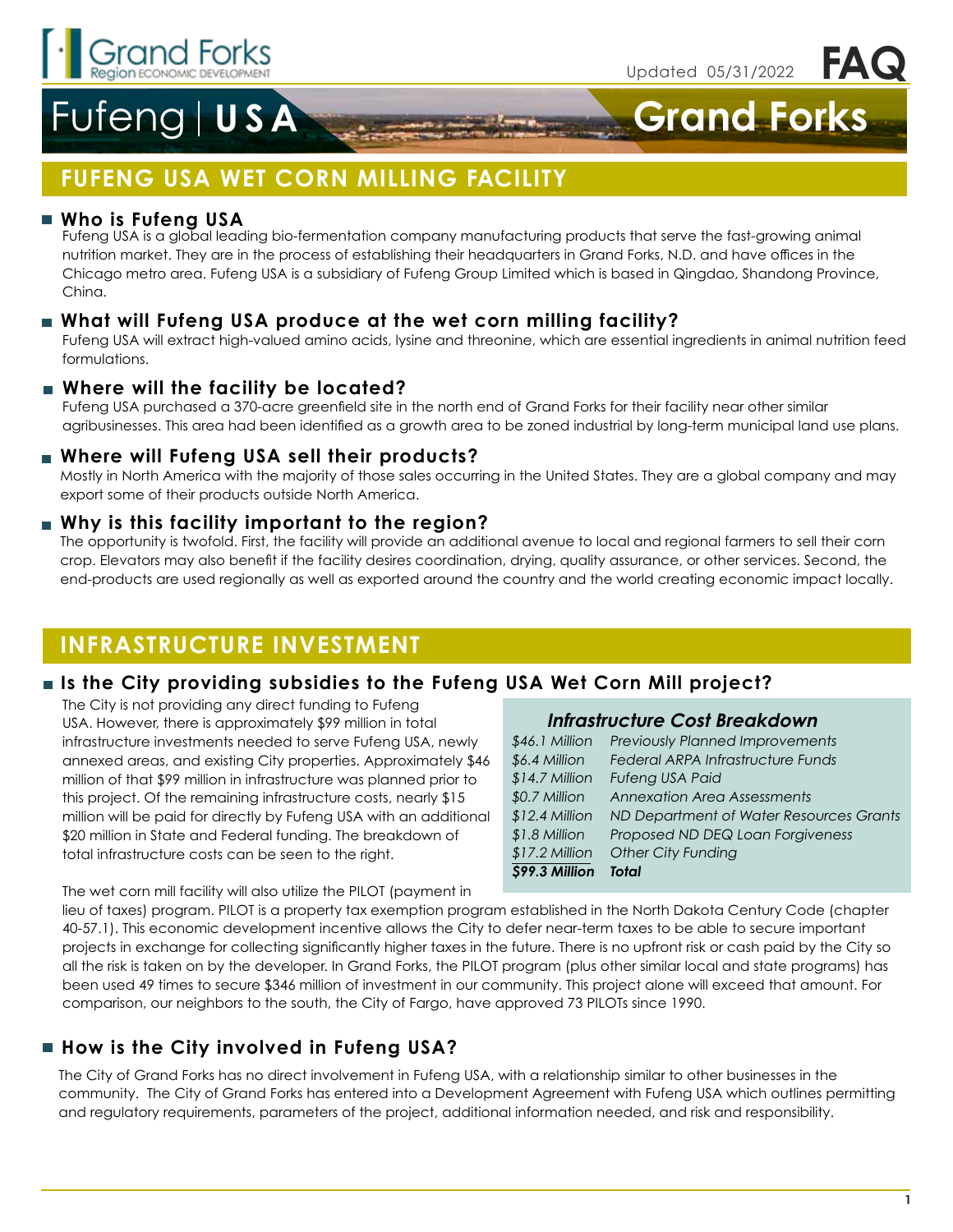Grand Forks Region ECONOMIC DEVELOPMENT

Updated 05/31/2022 **FAQ**

# Fufeng | USA Grand Forks

## FUFENG USA WET CORN MILLING FACILITY

### Who is Fufeng USA

Fufeng USA is a global leading bio-fermentation company manufacturing products that serve the fast-growing animal nutrition market. They are in the process of establishing their headquarters in Grand Forks, N.D. and have offices in the Chicago metro area. Fufeng USA is a subsidiary of Fufeng Group Limited which is based in Qingdao, Shandong Province, China.

### What will Fufeng USA produce at the wet corn milling facility?

Fufeng USA will extract high-valued amino acids, lysine and threonine, which are essential ingredients in animal nutrition feed formulations.

### Where will the facility be located?

Fufeng USA purchased a 370-acre greenfield site in the north end of Grand Forks for their facility near other similar agribusinesses. This area had been identified as a growth area to be zoned industrial by long-term municipal land use plans.

### Where will Fufeng USA sell their products?

Mostly in North America with the majority of those sales occurring in the United States. They are a global company and may export some of their products outside North America.

### Why is this facility important to the region?

The opportunity is twofold. First, the facility will provide an additional avenue to local and regional farmers to sell their corn crop. Elevators may also benefit if the facility desires coordination, drying, quality assurance, or other services. Second, the end-products are used regionally as well as exported around the country and the world creating economic impact locally.

## INFRASTRUCTURE INVESTMENT

### Is the City providing subsidies to the Fufeng USA Wet Corn Mill project?

The City is not providing any direct funding to Fufeng USA. However, there is approximately $99 million in total infrastructure investments needed to serve Fufeng USA, newly annexed areas, and existing City properties. Approximately $46 million of that $99 million in infrastructure was planned prior to this project. Of the remaining infrastructure costs, nearly $15 million will be paid for directly by Fufeng USA with an additional $20 million in State and Federal funding. The breakdown of total infrastructure costs can be seen to the right.

***Infrastructure Cost Breakdown***

| Amount | Source |
|---|---|
| *$46.1 Million* | *Previously Planned Improvements* |
| *$6.4 Million* | *Federal ARPA Infrastructure Funds* |
| *$14.7 Million* | *Fufeng USA Paid* |
| *$0.7 Million* | *Annexation Area Assessments* |
| *$12.4 Million* | *ND Department of Water Resources Grants* |
| *$1.8 Million* | *Proposed ND DEQ Loan Forgiveness* |
| *$17.2 Million* | *Other City Funding* |
| ***$99.3 Million*** | ***Total*** |

The wet corn mill facility will also utilize the PILOT (payment in lieu of taxes) program. PILOT is a property tax exemption program established in the North Dakota Century Code (chapter 40-57.1). This economic development incentive allows the City to defer near-term taxes to be able to secure important projects in exchange for collecting significantly higher taxes in the future. There is no upfront risk or cash paid by the City so all the risk is taken on by the developer. In Grand Forks, the PILOT program (plus other similar local and state programs) has been used 49 times to secure $346 million of investment in our community. This project alone will exceed that amount. For comparison, our neighbors to the south, the City of Fargo, have approved 73 PILOTs since 1990.

### How is the City involved in Fufeng USA?

The City of Grand Forks has no direct involvement in Fufeng USA, with a relationship similar to other businesses in the community. The City of Grand Forks has entered into a Development Agreement with Fufeng USA which outlines permitting and regulatory requirements, parameters of the project, additional information needed, and risk and responsibility.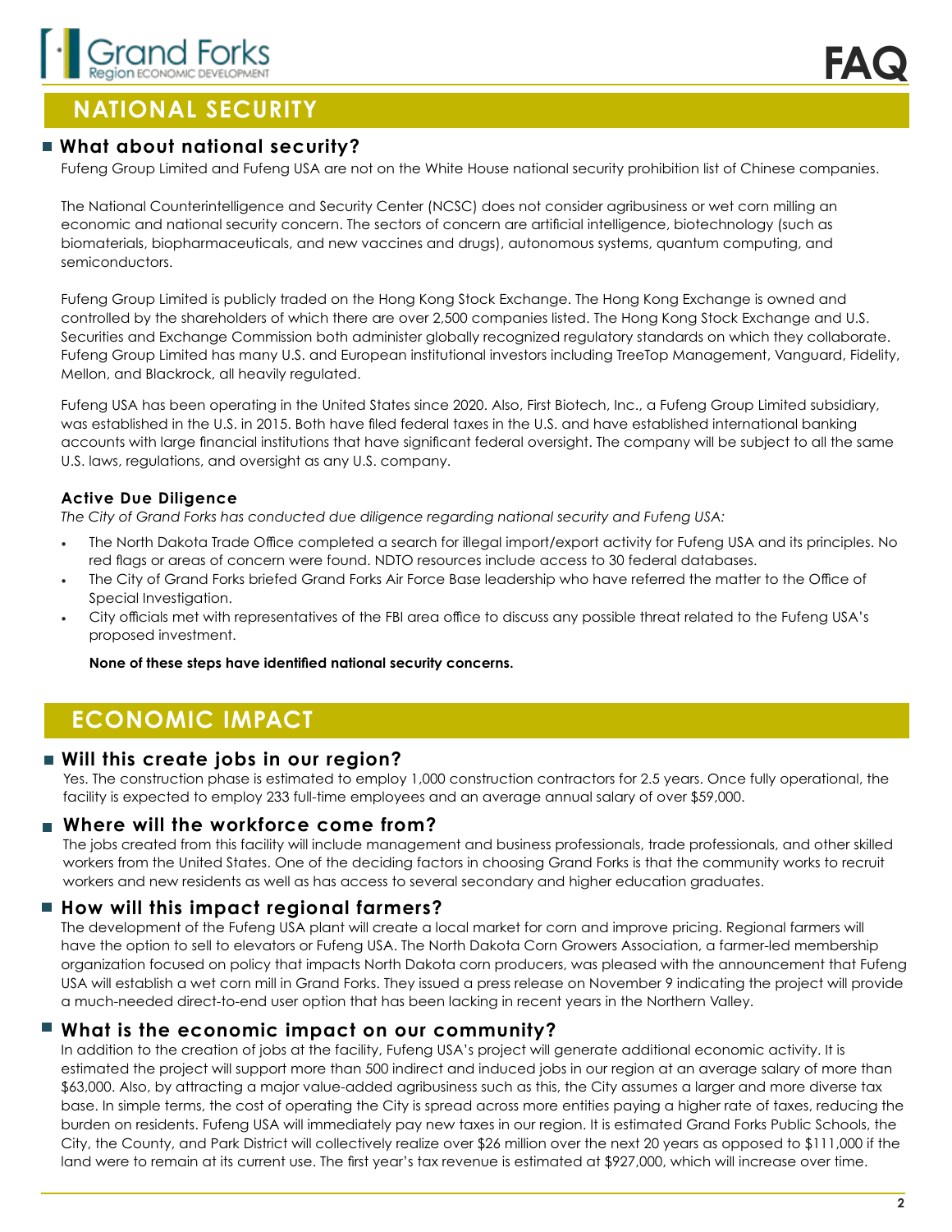## NATIONAL SECURITY

### What about national security?

Fufeng Group Limited and Fufeng USA are not on the White House national security prohibition list of Chinese companies.

The National Counterintelligence and Security Center (NCSC) does not consider agribusiness or wet corn milling an economic and national security concern. The sectors of concern are artificial intelligence, biotechnology (such as biomaterials, biopharmaceuticals, and new vaccines and drugs), autonomous systems, quantum computing, and semiconductors.

Fufeng Group Limited is publicly traded on the Hong Kong Stock Exchange. The Hong Kong Exchange is owned and controlled by the shareholders of which there are over 2,500 companies listed. The Hong Kong Stock Exchange and U.S. Securities and Exchange Commission both administer globally recognized regulatory standards on which they collaborate. Fufeng Group Limited has many U.S. and European institutional investors including TreeTop Management, Vanguard, Fidelity, Mellon, and Blackrock, all heavily regulated.

Fufeng USA has been operating in the United States since 2020. Also, First Biotech, Inc., a Fufeng Group Limited subsidiary, was established in the U.S. in 2015. Both have filed federal taxes in the U.S. and have established international banking accounts with large financial institutions that have significant federal oversight. The company will be subject to all the same U.S. laws, regulations, and oversight as any U.S. company.

#### Active Due Diligence

*The City of Grand Forks has conducted due diligence regarding national security and Fufeng USA:*

- The North Dakota Trade Office completed a search for illegal import/export activity for Fufeng USA and its principles. No red flags or areas of concern were found. NDTO resources include access to 30 federal databases.
- The City of Grand Forks briefed Grand Forks Air Force Base leadership who have referred the matter to the Office of Special Investigation.
- City officials met with representatives of the FBI area office to discuss any possible threat related to the Fufeng USA's proposed investment.

**None of these steps have identified national security concerns.**

## ECONOMIC IMPACT

### Will this create jobs in our region?

Yes. The construction phase is estimated to employ 1,000 construction contractors for 2.5 years. Once fully operational, the facility is expected to employ 233 full-time employees and an average annual salary of over $59,000.

### Where will the workforce come from?

The jobs created from this facility will include management and business professionals, trade professionals, and other skilled workers from the United States. One of the deciding factors in choosing Grand Forks is that the community works to recruit workers and new residents as well as has access to several secondary and higher education graduates.

### How will this impact regional farmers?

The development of the Fufeng USA plant will create a local market for corn and improve pricing. Regional farmers will have the option to sell to elevators or Fufeng USA. The North Dakota Corn Growers Association, a farmer-led membership organization focused on policy that impacts North Dakota corn producers, was pleased with the announcement that Fufeng USA will establish a wet corn mill in Grand Forks. They issued a press release on November 9 indicating the project will provide a much-needed direct-to-end user option that has been lacking in recent years in the Northern Valley.

### What is the economic impact on our community?

In addition to the creation of jobs at the facility, Fufeng USA's project will generate additional economic activity. It is estimated the project will support more than 500 indirect and induced jobs in our region at an average salary of more than $63,000. Also, by attracting a major value-added agribusiness such as this, the City assumes a larger and more diverse tax base. In simple terms, the cost of operating the City is spread across more entities paying a higher rate of taxes, reducing the burden on residents. Fufeng USA will immediately pay new taxes in our region. It is estimated Grand Forks Public Schools, the City, the County, and Park District will collectively realize over $26 million over the next 20 years as opposed to $111,000 if the land were to remain at its current use. The first year's tax revenue is estimated at $927,000, which will increase over time.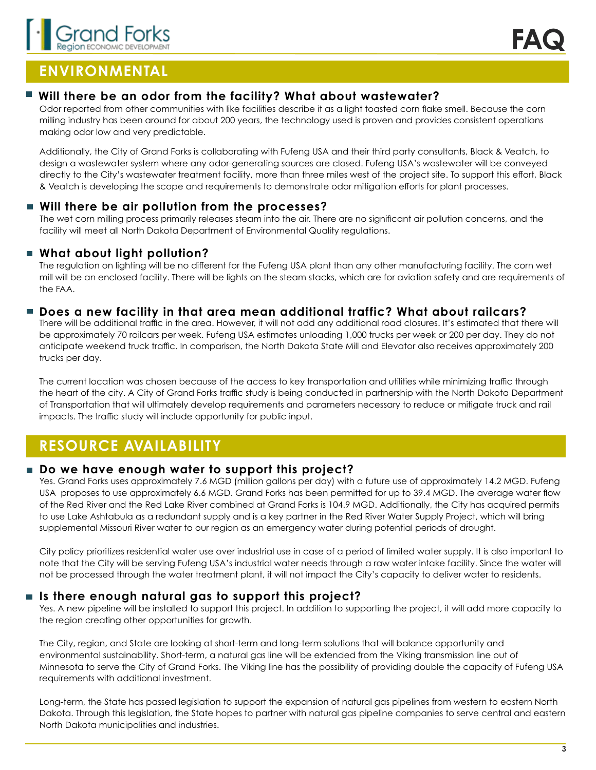## ENVIRONMENTAL

### Will there be an odor from the facility? What about wastewater?

Odor reported from other communities with like facilities describe it as a light toasted corn flake smell. Because the corn milling industry has been around for about 200 years, the technology used is proven and provides consistent operations making odor low and very predictable.

Additionally, the City of Grand Forks is collaborating with Fufeng USA and their third party consultants, Black & Veatch, to design a wastewater system where any odor-generating sources are closed. Fufeng USA's wastewater will be conveyed directly to the City's wastewater treatment facility, more than three miles west of the project site. To support this effort, Black & Veatch is developing the scope and requirements to demonstrate odor mitigation efforts for plant processes.

### Will there be air pollution from the processes?

The wet corn milling process primarily releases steam into the air. There are no significant air pollution concerns, and the facility will meet all North Dakota Department of Environmental Quality regulations.

### What about light pollution?

The regulation on lighting will be no different for the Fufeng USA plant than any other manufacturing facility. The corn wet mill will be an enclosed facility. There will be lights on the steam stacks, which are for aviation safety and are requirements of the FAA.

### Does a new facility in that area mean additional traffic? What about railcars?

There will be additional traffic in the area. However, it will not add any additional road closures. It's estimated that there will be approximately 70 railcars per week. Fufeng USA estimates unloading 1,000 trucks per week or 200 per day. They do not anticipate weekend truck traffic. In comparison, the North Dakota State Mill and Elevator also receives approximately 200 trucks per day.

The current location was chosen because of the access to key transportation and utilities while minimizing traffic through the heart of the city. A City of Grand Forks traffic study is being conducted in partnership with the North Dakota Department of Transportation that will ultimately develop requirements and parameters necessary to reduce or mitigate truck and rail impacts. The traffic study will include opportunity for public input.

## RESOURCE AVAILABILITY

### Do we have enough water to support this project?

Yes. Grand Forks uses approximately 7.6 MGD (million gallons per day) with a future use of approximately 14.2 MGD. Fufeng USA proposes to use approximately 6.6 MGD. Grand Forks has been permitted for up to 39.4 MGD. The average water flow of the Red River and the Red Lake River combined at Grand Forks is 104.9 MGD. Additionally, the City has acquired permits to use Lake Ashtabula as a redundant supply and is a key partner in the Red River Water Supply Project, which will bring supplemental Missouri River water to our region as an emergency water during potential periods of drought.

City policy prioritizes residential water use over industrial use in case of a period of limited water supply. It is also important to note that the City will be serving Fufeng USA's industrial water needs through a raw water intake facility. Since the water will not be processed through the water treatment plant, it will not impact the City's capacity to deliver water to residents.

### Is there enough natural gas to support this project?

Yes. A new pipeline will be installed to support this project. In addition to supporting the project, it will add more capacity to the region creating other opportunities for growth.

The City, region, and State are looking at short-term and long-term solutions that will balance opportunity and environmental sustainability. Short-term, a natural gas line will be extended from the Viking transmission line out of Minnesota to serve the City of Grand Forks. The Viking line has the possibility of providing double the capacity of Fufeng USA requirements with additional investment.

Long-term, the State has passed legislation to support the expansion of natural gas pipelines from western to eastern North Dakota. Through this legislation, the State hopes to partner with natural gas pipeline companies to serve central and eastern North Dakota municipalities and industries.